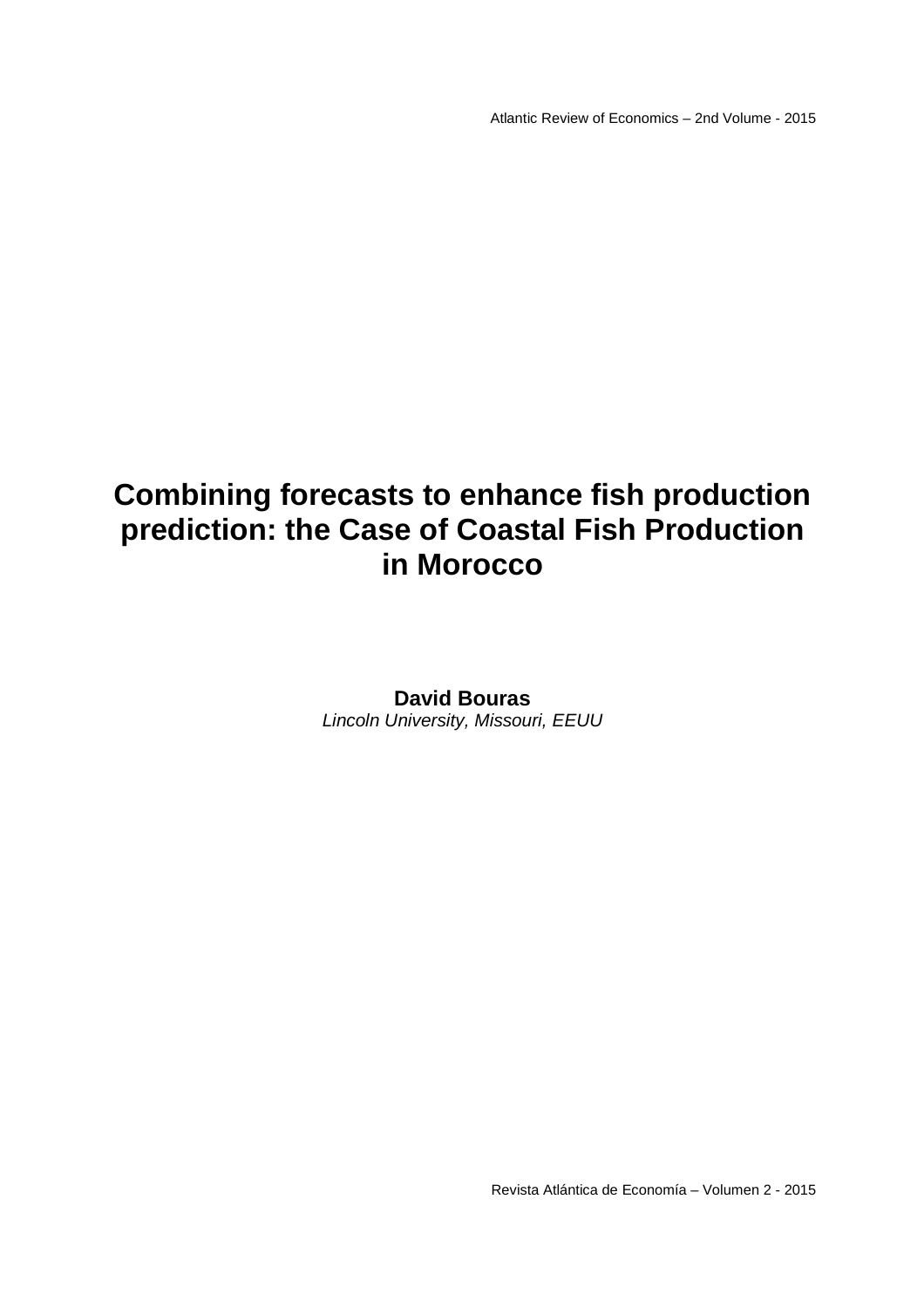# Combining forecasts to enhance fish production prediction: the Case of Coastal Fish Production in Morocco

**David Bouras**

*Lincoln University, Missouri, EEUU*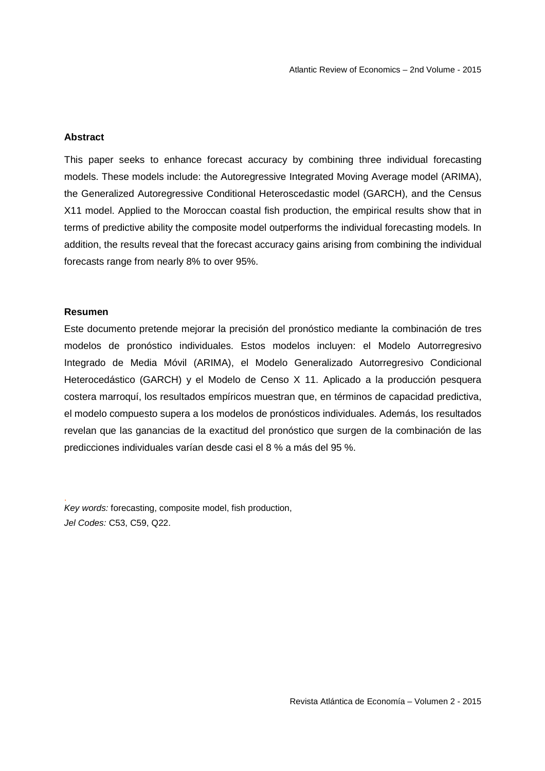### Abstract

This paper seeks to enhance forecast accuracy by combining three individual forecasting models. These models include: the Autoregressive Integrated Moving Average model (ARIMA), the Generalized Autoregressive Conditional Heteroscedastic model (GARCH), and the Census X11 model. Applied to the Moroccan coastal fish production, the empirical results show that in terms of predictive ability the composite model outperforms the individual forecasting models. In addition, the results reveal that the forecast accuracy gains arising from combining the individual forecasts range from nearly 8% to over 95%.

### Resumen

Este documento pretende mejorar la precisión del pronóstico mediante la combinación de tres modelos de pronóstico individuales. Estos modelos incluyen: el Modelo Autorregresivo Integrado de Media Móvil (ARIMA), el Modelo Generalizado Autorregresivo Condicional Heterocedástico (GARCH) y el Modelo de Censo X 11. Aplicado a la producción pesquera costera marroquí, los resultados empíricos muestran que, en términos de capacidad predictiva, el modelo compuesto supera a los modelos de pronósticos individuales. Además, los resultados revelan que las ganancias de la exactitud del pronóstico que surgen de la combinación de las predicciones individuales varían desde casi el 8 % a más del 95 %.

*Key words:* forecasting, composite model, fish production,
*Jel Codes:* C53, C59, Q22.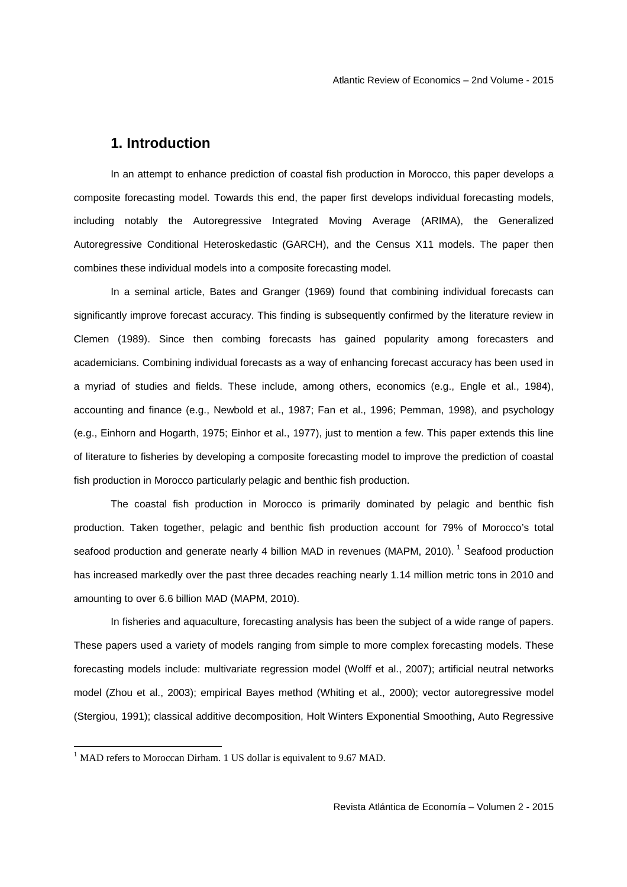# 1. Introduction

In an attempt to enhance prediction of coastal fish production in Morocco, this paper develops a composite forecasting model. Towards this end, the paper first develops individual forecasting models, including notably the Autoregressive Integrated Moving Average (ARIMA), the Generalized Autoregressive Conditional Heteroskedastic (GARCH), and the Census X11 models. The paper then combines these individual models into a composite forecasting model.

In a seminal article, Bates and Granger (1969) found that combining individual forecasts can significantly improve forecast accuracy. This finding is subsequently confirmed by the literature review in Clemen (1989). Since then combing forecasts has gained popularity among forecasters and academicians. Combining individual forecasts as a way of enhancing forecast accuracy has been used in a myriad of studies and fields. These include, among others, economics (e.g., Engle et al., 1984), accounting and finance (e.g., Newbold et al., 1987; Fan et al., 1996; Pemman, 1998), and psychology (e.g., Einhorn and Hogarth, 1975; Einhor et al., 1977), just to mention a few. This paper extends this line of literature to fisheries by developing a composite forecasting model to improve the prediction of coastal fish production in Morocco particularly pelagic and benthic fish production.

The coastal fish production in Morocco is primarily dominated by pelagic and benthic fish production. Taken together, pelagic and benthic fish production account for 79% of Morocco's total seafood production and generate nearly 4 billion MAD in revenues (MAPM, 2010). [1] Seafood production has increased markedly over the past three decades reaching nearly 1.14 million metric tons in 2010 and amounting to over 6.6 billion MAD (MAPM, 2010).

In fisheries and aquaculture, forecasting analysis has been the subject of a wide range of papers. These papers used a variety of models ranging from simple to more complex forecasting models. These forecasting models include: multivariate regression model (Wolff et al., 2007); artificial neutral networks model (Zhou et al., 2003); empirical Bayes method (Whiting et al., 2000); vector autoregressive model (Stergiou, 1991); classical additive decomposition, Holt Winters Exponential Smoothing, Auto Regressive

[1] MAD refers to Moroccan Dirham. 1 US dollar is equivalent to 9.67 MAD.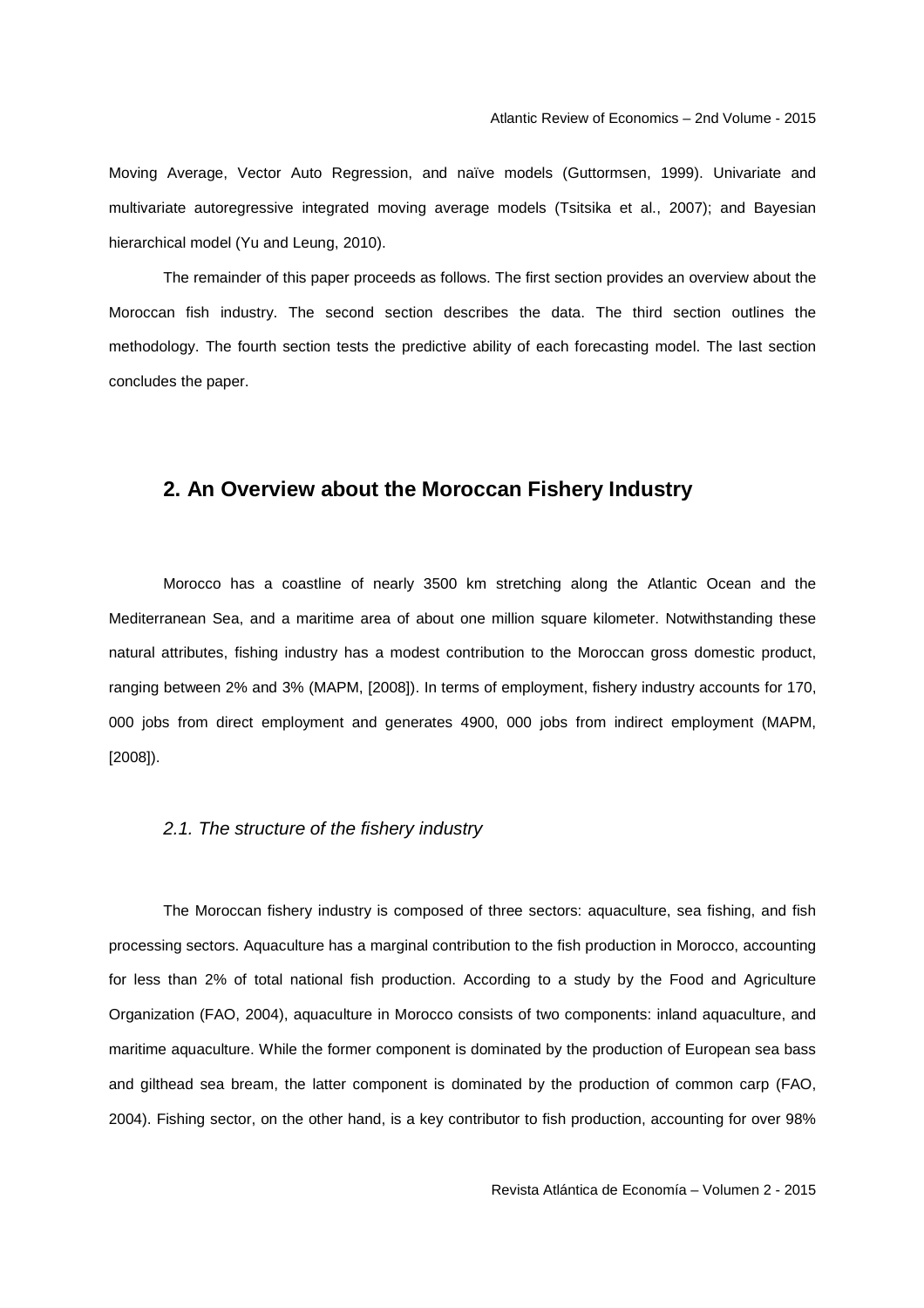Moving Average, Vector Auto Regression, and naïve models (Guttormsen, 1999). Univariate and multivariate autoregressive integrated moving average models (Tsitsika et al., 2007); and Bayesian hierarchical model (Yu and Leung, 2010).

The remainder of this paper proceeds as follows. The first section provides an overview about the Moroccan fish industry. The second section describes the data. The third section outlines the methodology. The fourth section tests the predictive ability of each forecasting model. The last section concludes the paper.

## 2. An Overview about the Moroccan Fishery Industry

Morocco has a coastline of nearly 3500 km stretching along the Atlantic Ocean and the Mediterranean Sea, and a maritime area of about one million square kilometer. Notwithstanding these natural attributes, fishing industry has a modest contribution to the Moroccan gross domestic product, ranging between 2% and 3% (MAPM, [2008]). In terms of employment, fishery industry accounts for 170, 000 jobs from direct employment and generates 4900, 000 jobs from indirect employment (MAPM, [2008]).

### *2.1. The structure of the fishery industry*

The Moroccan fishery industry is composed of three sectors: aquaculture, sea fishing, and fish processing sectors. Aquaculture has a marginal contribution to the fish production in Morocco, accounting for less than 2% of total national fish production. According to a study by the Food and Agriculture Organization (FAO, 2004), aquaculture in Morocco consists of two components: inland aquaculture, and maritime aquaculture. While the former component is dominated by the production of European sea bass and gilthead sea bream, the latter component is dominated by the production of common carp (FAO, 2004). Fishing sector, on the other hand, is a key contributor to fish production, accounting for over 98%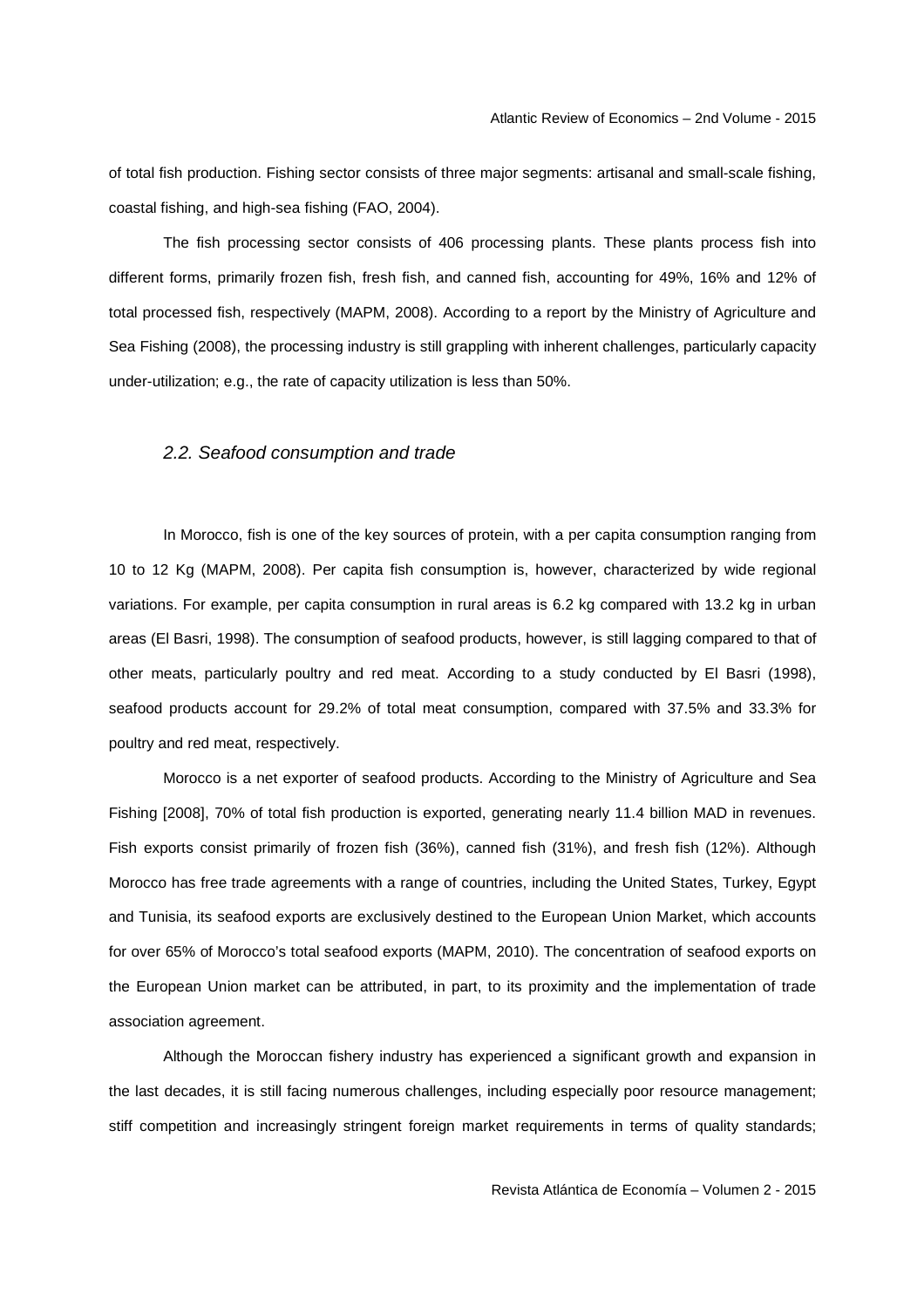of total fish production. Fishing sector consists of three major segments: artisanal and small-scale fishing, coastal fishing, and high-sea fishing (FAO, 2004).

The fish processing sector consists of 406 processing plants. These plants process fish into different forms, primarily frozen fish, fresh fish, and canned fish, accounting for 49%, 16% and 12% of total processed fish, respectively (MAPM, 2008). According to a report by the Ministry of Agriculture and Sea Fishing (2008), the processing industry is still grappling with inherent challenges, particularly capacity under-utilization; e.g., the rate of capacity utilization is less than 50%.

### *2.2. Seafood consumption and trade*

In Morocco, fish is one of the key sources of protein, with a per capita consumption ranging from 10 to 12 Kg (MAPM, 2008). Per capita fish consumption is, however, characterized by wide regional variations. For example, per capita consumption in rural areas is 6.2 kg compared with 13.2 kg in urban areas (El Basri, 1998). The consumption of seafood products, however, is still lagging compared to that of other meats, particularly poultry and red meat. According to a study conducted by El Basri (1998), seafood products account for 29.2% of total meat consumption, compared with 37.5% and 33.3% for poultry and red meat, respectively.

Morocco is a net exporter of seafood products. According to the Ministry of Agriculture and Sea Fishing [2008], 70% of total fish production is exported, generating nearly 11.4 billion MAD in revenues. Fish exports consist primarily of frozen fish (36%), canned fish (31%), and fresh fish (12%). Although Morocco has free trade agreements with a range of countries, including the United States, Turkey, Egypt and Tunisia, its seafood exports are exclusively destined to the European Union Market, which accounts for over 65% of Morocco's total seafood exports (MAPM, 2010). The concentration of seafood exports on the European Union market can be attributed, in part, to its proximity and the implementation of trade association agreement.

Although the Moroccan fishery industry has experienced a significant growth and expansion in the last decades, it is still facing numerous challenges, including especially poor resource management; stiff competition and increasingly stringent foreign market requirements in terms of quality standards;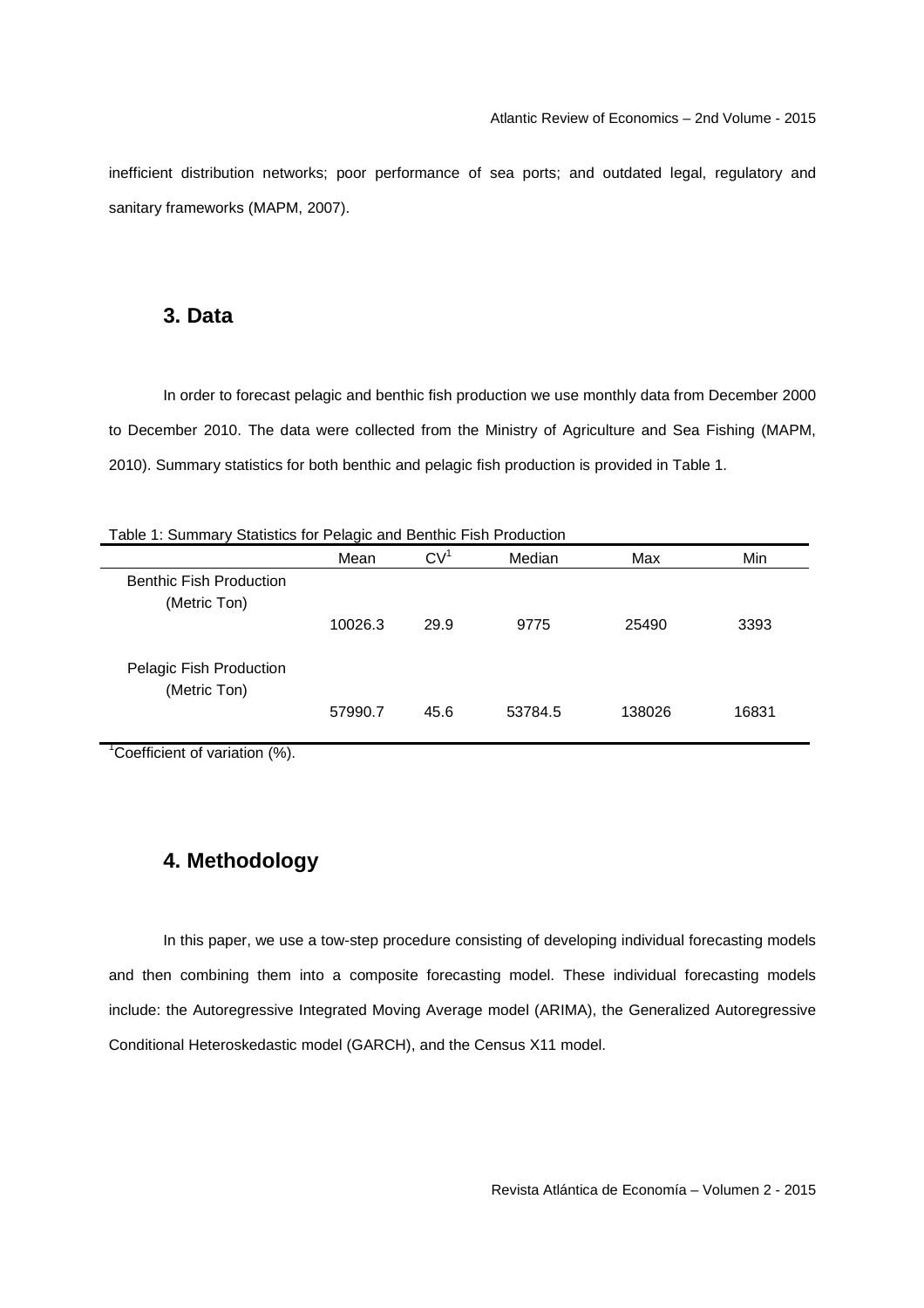inefficient distribution networks; poor performance of sea ports; and outdated legal, regulatory and sanitary frameworks (MAPM, 2007).

## 3. Data

In order to forecast pelagic and benthic fish production we use monthly data from December 2000 to December 2010. The data were collected from the Ministry of Agriculture and Sea Fishing (MAPM, 2010). Summary statistics for both benthic and pelagic fish production is provided in Table 1.

Table 1: Summary Statistics for Pelagic and Benthic Fish Production

| | Mean | CV[1] | Median | Max | Min |
|---|---|---|---|---|---|
| Benthic Fish Production (Metric Ton) | 10026.3 | 29.9 | 9775 | 25490 | 3393 |
| Pelagic Fish Production (Metric Ton) | 57990.7 | 45.6 | 53784.5 | 138026 | 16831 |

[1]Coefficient of variation (%).

## 4. Methodology

In this paper, we use a tow-step procedure consisting of developing individual forecasting models and then combining them into a composite forecasting model. These individual forecasting models include: the Autoregressive Integrated Moving Average model (ARIMA), the Generalized Autoregressive Conditional Heteroskedastic model (GARCH), and the Census X11 model.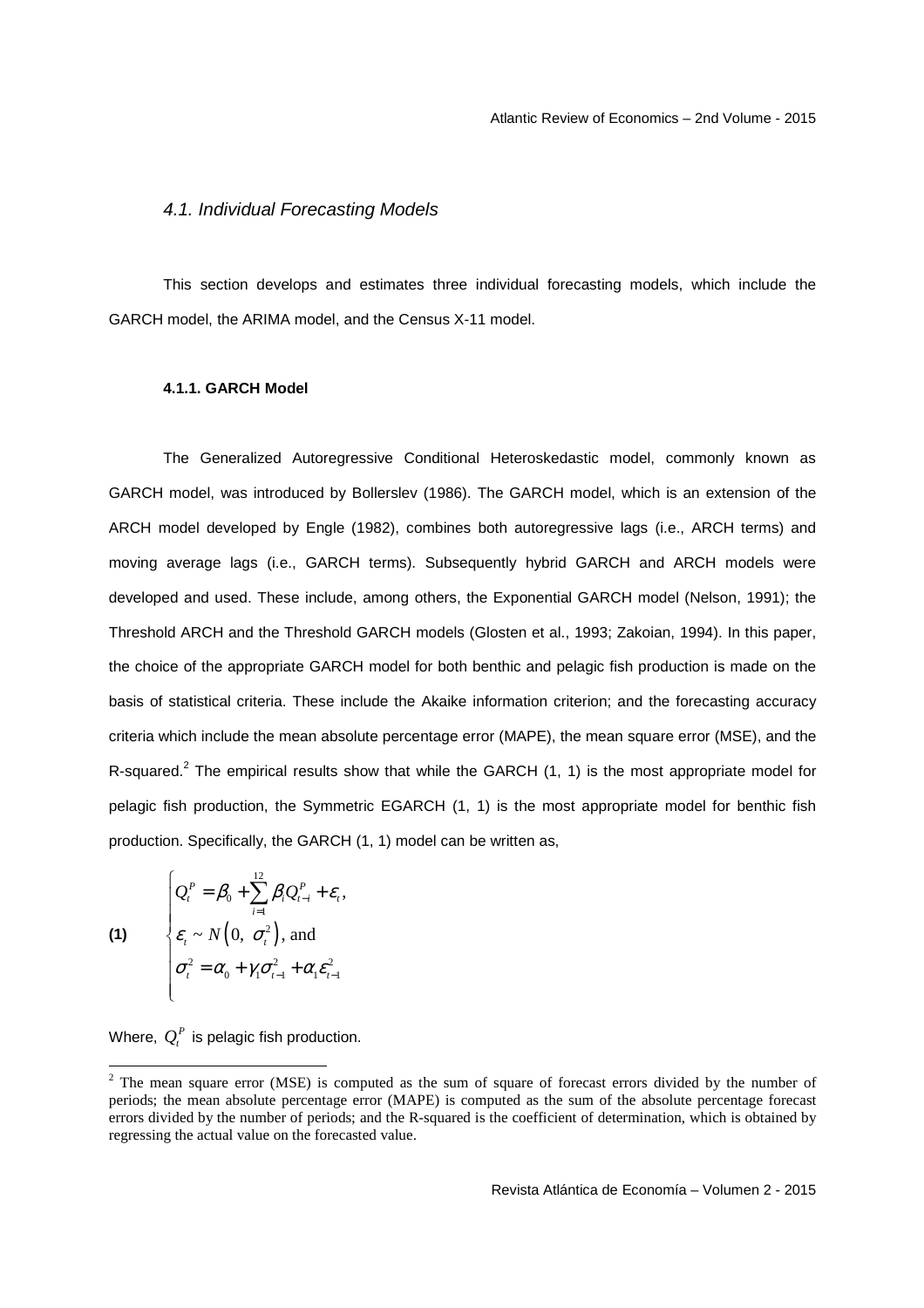### *4.1. Individual Forecasting Models*

This section develops and estimates three individual forecasting models, which include the GARCH model, the ARIMA model, and the Census X-11 model.

#### 4.1.1. GARCH Model

The Generalized Autoregressive Conditional Heteroskedastic model, commonly known as GARCH model, was introduced by Bollerslev (1986). The GARCH model, which is an extension of the ARCH model developed by Engle (1982), combines both autoregressive lags (i.e., ARCH terms) and moving average lags (i.e., GARCH terms). Subsequently hybrid GARCH and ARCH models were developed and used. These include, among others, the Exponential GARCH model (Nelson, 1991); the Threshold ARCH and the Threshold GARCH models (Glosten et al., 1993; Zakoian, 1994). In this paper, the choice of the appropriate GARCH model for both benthic and pelagic fish production is made on the basis of statistical criteria. These include the Akaike information criterion; and the forecasting accuracy criteria which include the mean absolute percentage error (MAPE), the mean square error (MSE), and the R-squared.[2] The empirical results show that while the GARCH (1, 1) is the most appropriate model for pelagic fish production, the Symmetric EGARCH (1, 1) is the most appropriate model for benthic fish production. Specifically, the GARCH (1, 1) model can be written as,

$$
\textbf{(1)} \qquad \begin{cases} Q_t^P = \beta_0 + \sum_{i=1}^{12} \beta_i Q_{t-i}^P + \varepsilon_t, \\ \varepsilon_t \sim N\left(0,\ \sigma_t^2\right), \text{ and} \\ \sigma_t^2 = \alpha_0 + \gamma_1 \sigma_{t-1}^2 + \alpha_1 \varepsilon_{t-1}^2 \end{cases}
$$

Where, $Q_t^P$ is pelagic fish production.

[2] The mean square error (MSE) is computed as the sum of square of forecast errors divided by the number of periods; the mean absolute percentage error (MAPE) is computed as the sum of the absolute percentage forecast errors divided by the number of periods; and the R-squared is the coefficient of determination, which is obtained by regressing the actual value on the forecasted value.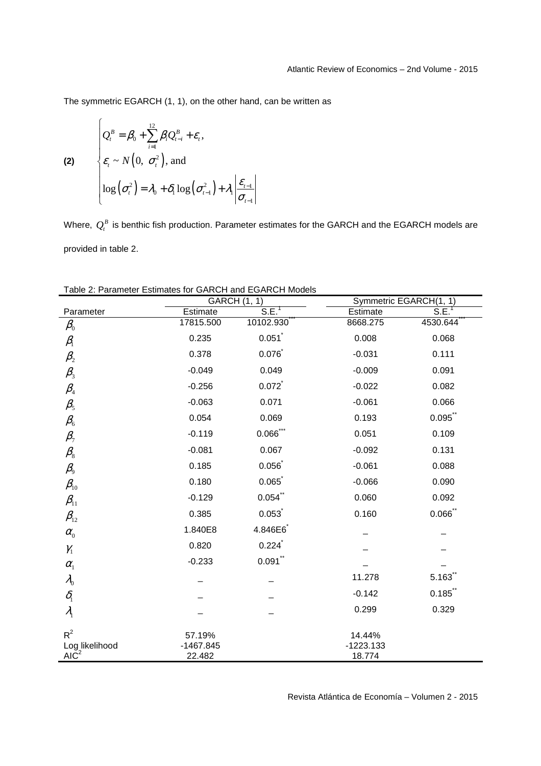The symmetric EGARCH (1, 1), on the other hand, can be written as

$$
\textbf{(2)} \qquad \begin{cases} Q_t^B = \beta_0 + \sum_{i=1}^{12} \beta_i Q_{t-i}^B + \varepsilon_t, \\ \varepsilon_t \sim N\left(0,\ \sigma_t^2\right), \text{ and} \\ \log\left(\sigma_t^2\right) = \lambda_0 + \delta_1 \log\left(\sigma_{t-1}^2\right) + \lambda_1 \left| \dfrac{\varepsilon_{t-1}}{\sigma_{t-1}} \right| \end{cases}
$$

Where, $Q_t^B$ is benthic fish production. Parameter estimates for the GARCH and the EGARCH models are provided in table 2.

Table 2: Parameter Estimates for GARCH and EGARCH Models

| | GARCH (1, 1) | | Symmetric EGARCH(1, 1) | |
|---|---|---|---|---|
| Parameter | Estimate | S.E.[1] | Estimate | S.E.[1] |
| $\beta_0$ | 17815.500 | 10102.930*** | 8668.275 | 4530.644*** |
| $\beta_1$ | 0.235 | 0.051* | 0.008 | 0.068 |
| $\beta_2$ | 0.378 | 0.076* | -0.031 | 0.111 |
| $\beta_3$ | -0.049 | 0.049 | -0.009 | 0.091 |
| $\beta_4$ | -0.256 | 0.072* | -0.022 | 0.082 |
| $\beta_5$ | -0.063 | 0.071 | -0.061 | 0.066 |
| $\beta_6$ | 0.054 | 0.069 | 0.193 | 0.095** |
| $\beta_7$ | -0.119 | 0.066*** | 0.051 | 0.109 |
| $\beta_8$ | -0.081 | 0.067 | -0.092 | 0.131 |
| $\beta_9$ | 0.185 | 0.056* | -0.061 | 0.088 |
| $\beta_{10}$ | 0.180 | 0.065* | -0.066 | 0.090 |
| $\beta_{11}$ | -0.129 | 0.054** | 0.060 | 0.092 |
| $\beta_{12}$ | 0.385 | 0.053* | 0.160 | 0.066** |
| $\alpha_0$ | 1.840E8 | 4.846E6* | – | – |
| $\gamma_1$ | 0.820 | 0.224* | – | – |
| $\alpha_1$ | -0.233 | 0.091** | – | – |
| $\lambda_0$ | – | – | 11.278 | 5.163** |
| $\delta_1$ | – | – | -0.142 | 0.185** |
| $\lambda_1$ | – | – | 0.299 | 0.329 |
| $R^2$ | 57.19% | | 14.44% | |
| Log likelihood | -1467.845 | | -1223.133 | |
| AIC[2] | 22.482 | | 18.774 | |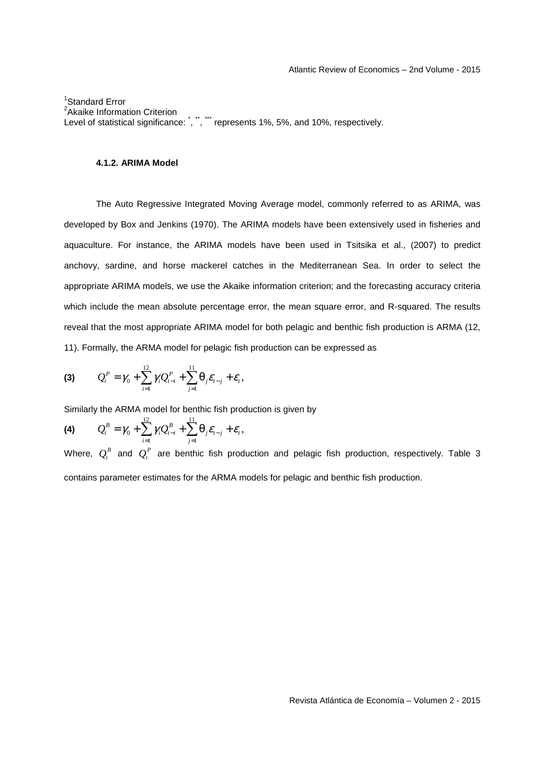[1]Standard Error
[2]Akaike Information Criterion
Level of statistical significance: *, **, *** represents 1%, 5%, and 10%, respectively.

#### 4.1.2. ARIMA Model

The Auto Regressive Integrated Moving Average model, commonly referred to as ARIMA, was developed by Box and Jenkins (1970). The ARIMA models have been extensively used in fisheries and aquaculture. For instance, the ARIMA models have been used in Tsitsika et al., (2007) to predict anchovy, sardine, and horse mackerel catches in the Mediterranean Sea. In order to select the appropriate ARIMA models, we use the Akaike information criterion; and the forecasting accuracy criteria which include the mean absolute percentage error, the mean square error, and R-squared. The results reveal that the most appropriate ARIMA model for both pelagic and benthic fish production is ARMA (12, 11). Formally, the ARMA model for pelagic fish production can be expressed as

$$\textbf{(3)} \qquad Q_t^P = \gamma_0 + \sum_{i=1}^{12} \gamma_i Q_{t-i}^P + \sum_{j=1}^{11} \theta_j \varepsilon_{t-j} + \varepsilon_t,$$

Similarly the ARMA model for benthic fish production is given by

$$\textbf{(4)} \qquad Q_t^B = \gamma_0 + \sum_{i=1}^{12} \gamma_i Q_{t-i}^B + \sum_{j=1}^{11} \theta_j \varepsilon_{t-j} + \varepsilon_t,$$

Where, $Q_t^B$ and $Q_t^P$ are benthic fish production and pelagic fish production, respectively. Table 3 contains parameter estimates for the ARMA models for pelagic and benthic fish production.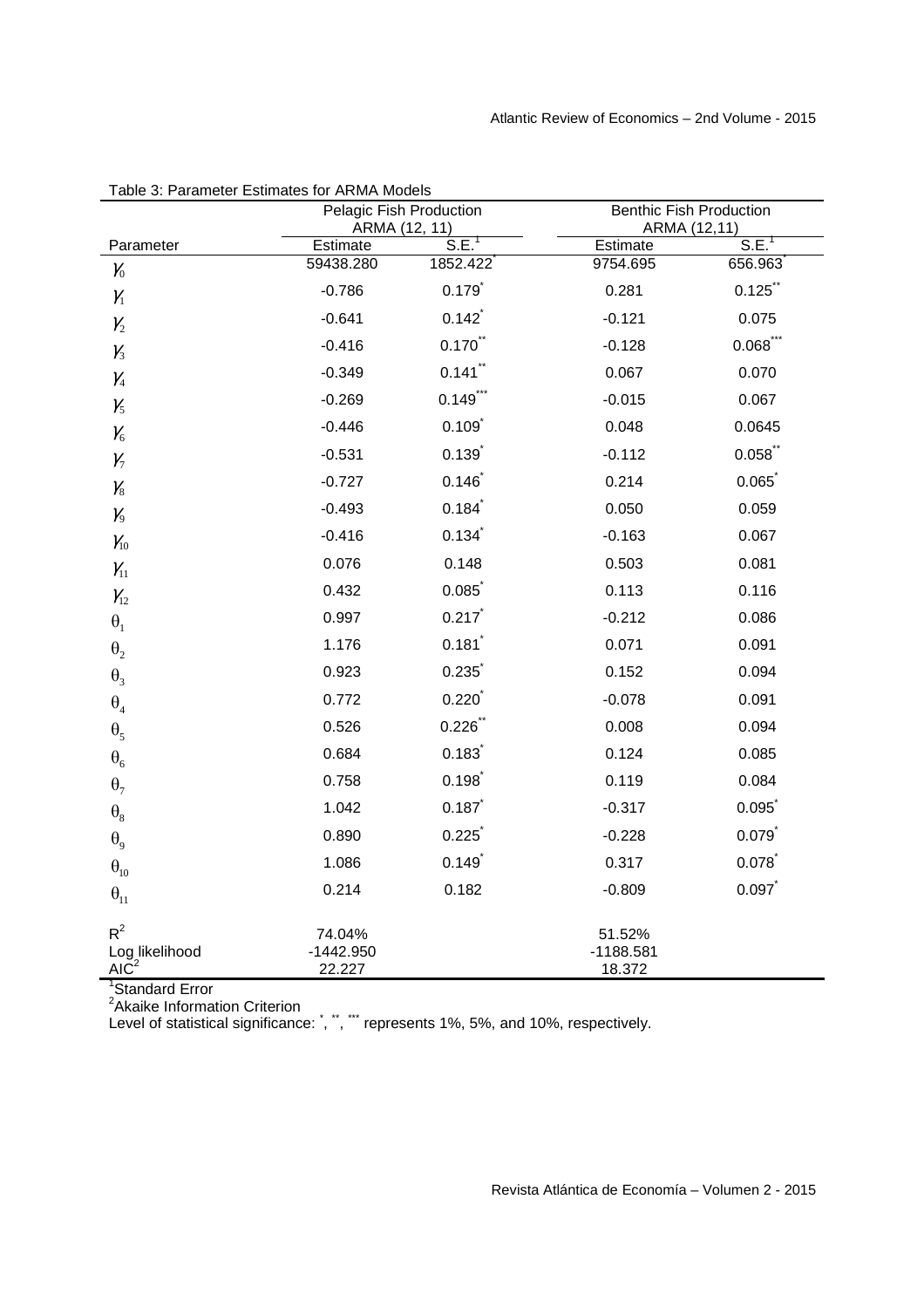Table 3: Parameter Estimates for ARMA Models

| | Pelagic Fish Production ARMA (12, 11) | | Benthic Fish Production ARMA (12,11) | |
|---|---|---|---|---|
| Parameter | Estimate | S.E.[1] | Estimate | S.E.[1] |
| $\gamma_0$ | 59438.280 | 1852.422* | 9754.695 | 656.963* |
| $\gamma_1$ | -0.786 | 0.179* | 0.281 | 0.125** |
| $\gamma_2$ | -0.641 | 0.142* | -0.121 | 0.075 |
| $\gamma_3$ | -0.416 | 0.170** | -0.128 | 0.068*** |
| $\gamma_4$ | -0.349 | 0.141** | 0.067 | 0.070 |
| $\gamma_5$ | -0.269 | 0.149*** | -0.015 | 0.067 |
| $\gamma_6$ | -0.446 | 0.109* | 0.048 | 0.0645 |
| $\gamma_7$ | -0.531 | 0.139* | -0.112 | 0.058** |
| $\gamma_8$ | -0.727 | 0.146* | 0.214 | 0.065* |
| $\gamma_9$ | -0.493 | 0.184* | 0.050 | 0.059 |
| $\gamma_{10}$ | -0.416 | 0.134* | -0.163 | 0.067 |
| $\gamma_{11}$ | 0.076 | 0.148 | 0.503 | 0.081 |
| $\gamma_{12}$ | 0.432 | 0.085* | 0.113 | 0.116 |
| $\theta_1$ | 0.997 | 0.217* | -0.212 | 0.086 |
| $\theta_2$ | 1.176 | 0.181* | 0.071 | 0.091 |
| $\theta_3$ | 0.923 | 0.235* | 0.152 | 0.094 |
| $\theta_4$ | 0.772 | 0.220* | -0.078 | 0.091 |
| $\theta_5$ | 0.526 | 0.226** | 0.008 | 0.094 |
| $\theta_6$ | 0.684 | 0.183* | 0.124 | 0.085 |
| $\theta_7$ | 0.758 | 0.198* | 0.119 | 0.084 |
| $\theta_8$ | 1.042 | 0.187* | -0.317 | 0.095* |
| $\theta_9$ | 0.890 | 0.225* | -0.228 | 0.079* |
| $\theta_{10}$ | 1.086 | 0.149* | 0.317 | 0.078* |
| $\theta_{11}$ | 0.214 | 0.182 | -0.809 | 0.097* |
| $R^2$ | 74.04% | | 51.52% | |
| Log likelihood | -1442.950 | | -1188.581 | |
| AIC[2] | 22.227 | | 18.372 | |

[1]Standard Error
[2]Akaike Information Criterion
Level of statistical significance: *, **, *** represents 1%, 5%, and 10%, respectively.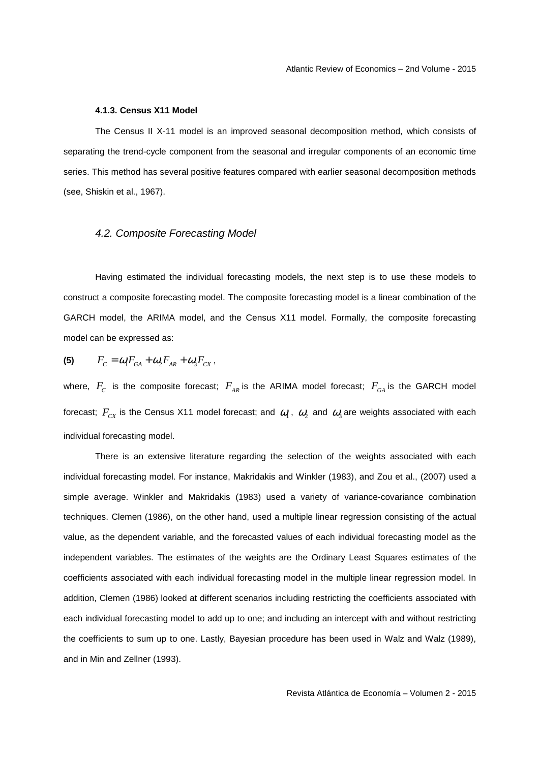#### 4.1.3. Census X11 Model

The Census II X-11 model is an improved seasonal decomposition method, which consists of separating the trend-cycle component from the seasonal and irregular components of an economic time series. This method has several positive features compared with earlier seasonal decomposition methods (see, Shiskin et al., 1967).

### *4.2. Composite Forecasting Model*

Having estimated the individual forecasting models, the next step is to use these models to construct a composite forecasting model. The composite forecasting model is a linear combination of the GARCH model, the ARIMA model, and the Census X11 model. Formally, the composite forecasting model can be expressed as:

$$\textbf{(5)} \qquad F_C = \omega_1 F_{GA} + \omega_2 F_{AR} + \omega_3 F_{CX},$$

where, $F_C$ is the composite forecast; $F_{AR}$ is the ARIMA model forecast; $F_{GA}$ is the GARCH model forecast; $F_{CX}$ is the Census X11 model forecast; and $\omega_1$, $\omega_2$ and $\omega_3$ are weights associated with each individual forecasting model.

There is an extensive literature regarding the selection of the weights associated with each individual forecasting model. For instance, Makridakis and Winkler (1983), and Zou et al., (2007) used a simple average. Winkler and Makridakis (1983) used a variety of variance-covariance combination techniques. Clemen (1986), on the other hand, used a multiple linear regression consisting of the actual value, as the dependent variable, and the forecasted values of each individual forecasting model as the independent variables. The estimates of the weights are the Ordinary Least Squares estimates of the coefficients associated with each individual forecasting model in the multiple linear regression model. In addition, Clemen (1986) looked at different scenarios including restricting the coefficients associated with each individual forecasting model to add up to one; and including an intercept with and without restricting the coefficients to sum up to one. Lastly, Bayesian procedure has been used in Walz and Walz (1989), and in Min and Zellner (1993).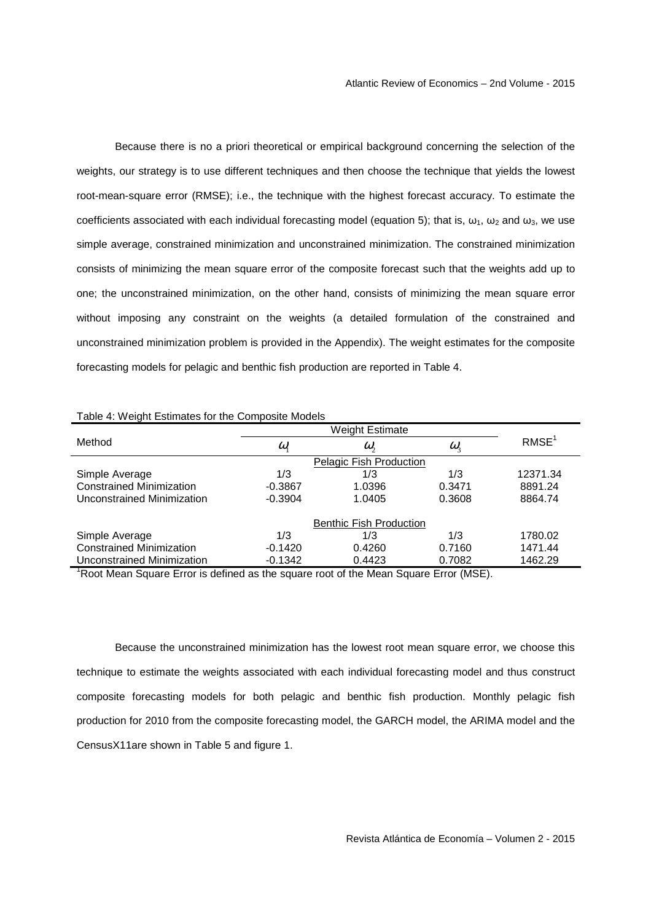Because there is no a priori theoretical or empirical background concerning the selection of the weights, our strategy is to use different techniques and then choose the technique that yields the lowest root-mean-square error (RMSE); i.e., the technique with the highest forecast accuracy. To estimate the coefficients associated with each individual forecasting model (equation 5); that is, $\omega_1$, $\omega_2$ and $\omega_3$, we use simple average, constrained minimization and unconstrained minimization. The constrained minimization consists of minimizing the mean square error of the composite forecast such that the weights add up to one; the unconstrained minimization, on the other hand, consists of minimizing the mean square error without imposing any constraint on the weights (a detailed formulation of the constrained and unconstrained minimization problem is provided in the Appendix). The weight estimates for the composite forecasting models for pelagic and benthic fish production are reported in Table 4.

Table 4: Weight Estimates for the Composite Models

| Method | Weight Estimate | | | RMSE[1] |
|---|---|---|---|---|
| | $\omega_1$ | $\omega_2$ | $\omega_3$ | |
| | | Pelagic Fish Production | | |
| Simple Average | 1/3 | 1/3 | 1/3 | 12371.34 |
| Constrained Minimization | -0.3867 | 1.0396 | 0.3471 | 8891.24 |
| Unconstrained Minimization | -0.3904 | 1.0405 | 0.3608 | 8864.74 |
| | | Benthic Fish Production | | |
| Simple Average | 1/3 | 1/3 | 1/3 | 1780.02 |
| Constrained Minimization | -0.1420 | 0.4260 | 0.7160 | 1471.44 |
| Unconstrained Minimization | -0.1342 | 0.4423 | 0.7082 | 1462.29 |

[1]Root Mean Square Error is defined as the square root of the Mean Square Error (MSE).

Because the unconstrained minimization has the lowest root mean square error, we choose this technique to estimate the weights associated with each individual forecasting model and thus construct composite forecasting models for both pelagic and benthic fish production. Monthly pelagic fish production for 2010 from the composite forecasting model, the GARCH model, the ARIMA model and the CensusX11are shown in Table 5 and figure 1.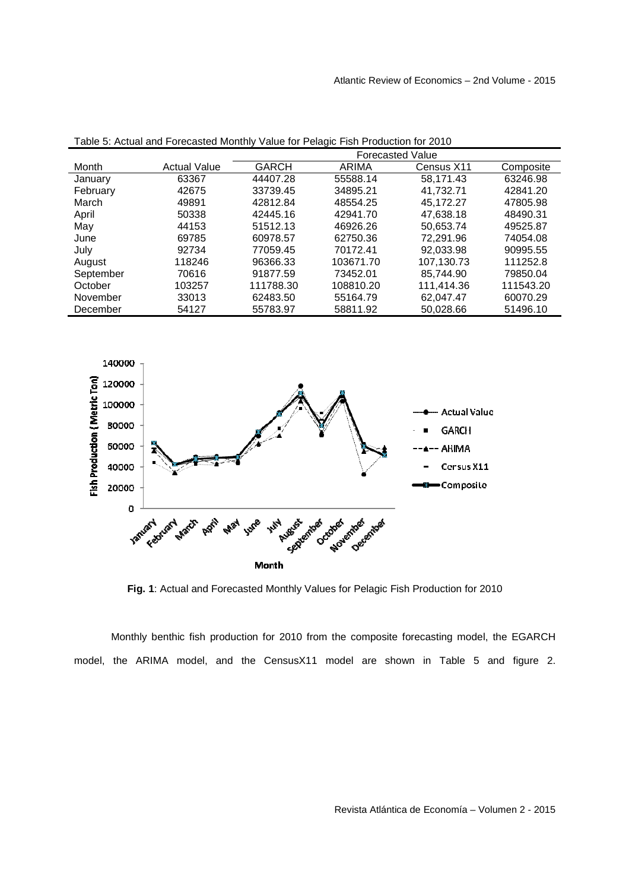Table 5: Actual and Forecasted Monthly Value for Pelagic Fish Production for 2010

| Month | Actual Value | Forecasted Value | | | |
|---|---|---|---|---|---|
| | | GARCH | ARIMA | Census X11 | Composite |
| January | 63367 | 44407.28 | 55588.14 | 58,171.43 | 63246.98 |
| February | 42675 | 33739.45 | 34895.21 | 41,732.71 | 42841.20 |
| March | 49891 | 42812.84 | 48554.25 | 45,172.27 | 47805.98 |
| April | 50338 | 42445.16 | 42941.70 | 47,638.18 | 48490.31 |
| May | 44153 | 51512.13 | 46926.26 | 50,653.74 | 49525.87 |
| June | 69785 | 60978.57 | 62750.36 | 72,291.96 | 74054.08 |
| July | 92734 | 77059.45 | 70172.41 | 92,033.98 | 90995.55 |
| August | 118246 | 96366.33 | 103671.70 | 107,130.73 | 111252.8 |
| September | 70616 | 91877.59 | 73452.01 | 85,744.90 | 79850.04 |
| October | 103257 | 111788.30 | 108810.20 | 111,414.36 | 111543.20 |
| November | 33013 | 62483.50 | 55164.79 | 62,047.47 | 60070.29 |
| December | 54127 | 55783.97 | 58811.92 | 50,028.66 | 51496.10 |

**Fig. 1**: Actual and Forecasted Monthly Values for Pelagic Fish Production for 2010

Monthly benthic fish production for 2010 from the composite forecasting model, the EGARCH model, the ARIMA model, and the CensusX11 model are shown in Table 5 and figure 2.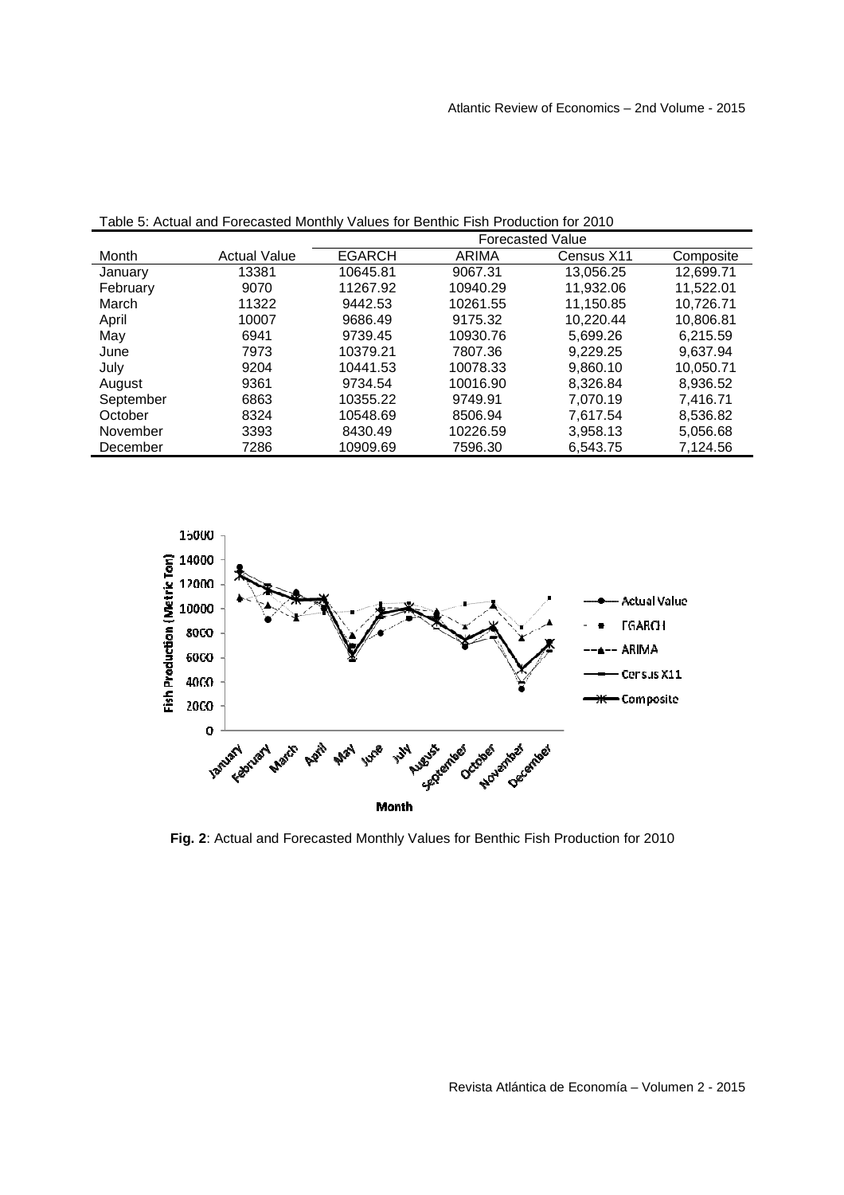Table 5: Actual and Forecasted Monthly Values for Benthic Fish Production for 2010

| Month | Actual Value | Forecasted Value | | | |
|---|---|---|---|---|---|
| | | EGARCH | ARIMA | Census X11 | Composite |
| January | 13381 | 10645.81 | 9067.31 | 13,056.25 | 12,699.71 |
| February | 9070 | 11267.92 | 10940.29 | 11,932.06 | 11,522.01 |
| March | 11322 | 9442.53 | 10261.55 | 11,150.85 | 10,726.71 |
| April | 10007 | 9686.49 | 9175.32 | 10,220.44 | 10,806.81 |
| May | 6941 | 9739.45 | 10930.76 | 5,699.26 | 6,215.59 |
| June | 7973 | 10379.21 | 7807.36 | 9,229.25 | 9,637.94 |
| July | 9204 | 10441.53 | 10078.33 | 9,860.10 | 10,050.71 |
| August | 9361 | 9734.54 | 10016.90 | 8,326.84 | 8,936.52 |
| September | 6863 | 10355.22 | 9749.91 | 7,070.19 | 7,416.71 |
| October | 8324 | 10548.69 | 8506.94 | 7,617.54 | 8,536.82 |
| November | 3393 | 8430.49 | 10226.59 | 3,958.13 | 5,056.68 |
| December | 7286 | 10909.69 | 7596.30 | 6,543.75 | 7,124.56 |

**Fig. 2**: Actual and Forecasted Monthly Values for Benthic Fish Production for 2010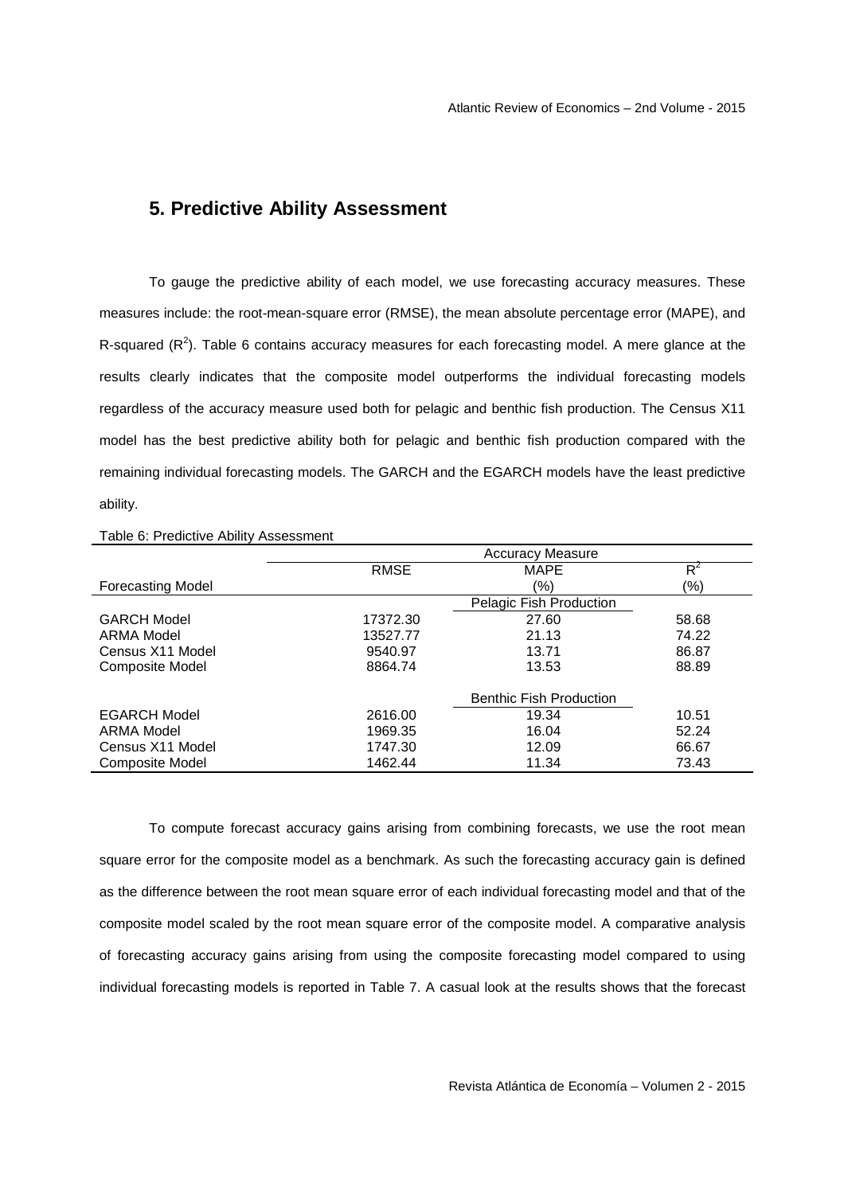## 5. Predictive Ability Assessment

To gauge the predictive ability of each model, we use forecasting accuracy measures. These measures include: the root-mean-square error (RMSE), the mean absolute percentage error (MAPE), and R-squared ($R^2$). Table 6 contains accuracy measures for each forecasting model. A mere glance at the results clearly indicates that the composite model outperforms the individual forecasting models regardless of the accuracy measure used both for pelagic and benthic fish production. The Census X11 model has the best predictive ability both for pelagic and benthic fish production compared with the remaining individual forecasting models. The GARCH and the EGARCH models have the least predictive ability.

Table 6: Predictive Ability Assessment

| | Accuracy Measure | | |
|---|---|---|---|
| | RMSE | MAPE | $R^2$ |
| Forecasting Model | | (%) | (%) |
| | | Pelagic Fish Production | |
| GARCH Model | 17372.30 | 27.60 | 58.68 |
| ARMA Model | 13527.77 | 21.13 | 74.22 |
| Census X11 Model | 9540.97 | 13.71 | 86.87 |
| Composite Model | 8864.74 | 13.53 | 88.89 |
| | | Benthic Fish Production | |
| EGARCH Model | 2616.00 | 19.34 | 10.51 |
| ARMA Model | 1969.35 | 16.04 | 52.24 |
| Census X11 Model | 1747.30 | 12.09 | 66.67 |
| Composite Model | 1462.44 | 11.34 | 73.43 |

To compute forecast accuracy gains arising from combining forecasts, we use the root mean square error for the composite model as a benchmark. As such the forecasting accuracy gain is defined as the difference between the root mean square error of each individual forecasting model and that of the composite model scaled by the root mean square error of the composite model. A comparative analysis of forecasting accuracy gains arising from using the composite forecasting model compared to using individual forecasting models is reported in Table 7. A casual look at the results shows that the forecast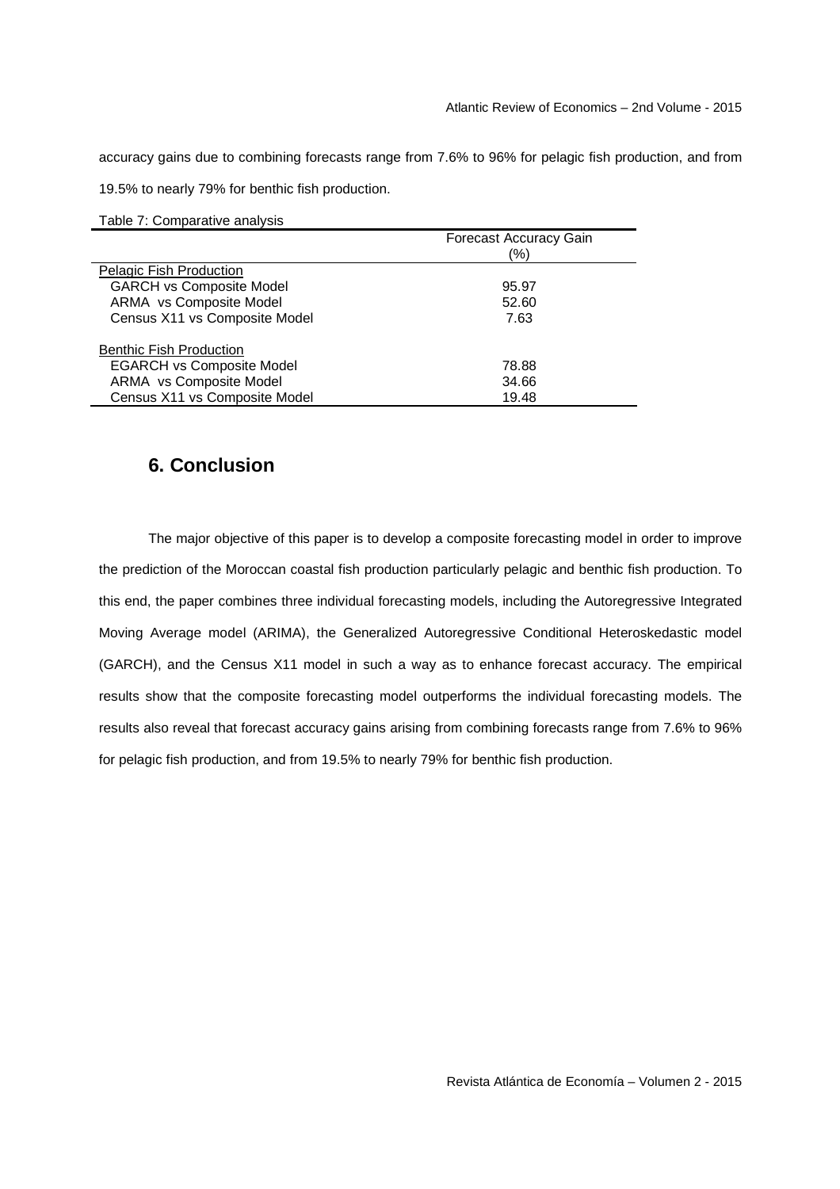accuracy gains due to combining forecasts range from 7.6% to 96% for pelagic fish production, and from 19.5% to nearly 79% for benthic fish production.

Table 7: Comparative analysis

| | Forecast Accuracy Gain (%) |
|---|---|
| Pelagic Fish Production | |
| GARCH vs Composite Model | 95.97 |
| ARMA vs Composite Model | 52.60 |
| Census X11 vs Composite Model | 7.63 |
| Benthic Fish Production | |
| EGARCH vs Composite Model | 78.88 |
| ARMA vs Composite Model | 34.66 |
| Census X11 vs Composite Model | 19.48 |

## 6. Conclusion

The major objective of this paper is to develop a composite forecasting model in order to improve the prediction of the Moroccan coastal fish production particularly pelagic and benthic fish production. To this end, the paper combines three individual forecasting models, including the Autoregressive Integrated Moving Average model (ARIMA), the Generalized Autoregressive Conditional Heteroskedastic model (GARCH), and the Census X11 model in such a way as to enhance forecast accuracy. The empirical results show that the composite forecasting model outperforms the individual forecasting models. The results also reveal that forecast accuracy gains arising from combining forecasts range from 7.6% to 96% for pelagic fish production, and from 19.5% to nearly 79% for benthic fish production.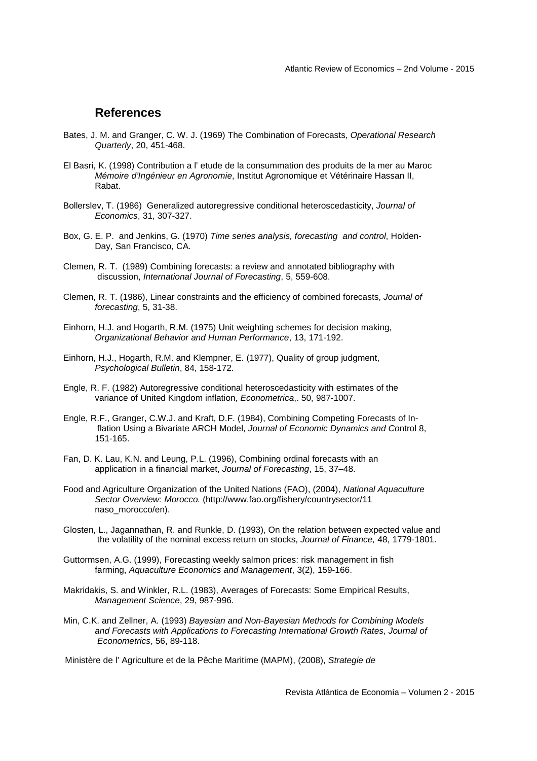## References

Bates, J. M. and Granger, C. W. J. (1969) The Combination of Forecasts, *Operational Research Quarterly*, 20, 451-468.

El Basri, K. (1998) Contribution a l' etude de la consummation des produits de la mer au Maroc *Mémoire d'Ingénieur en Agronomie*, Institut Agronomique et Vétérinaire Hassan II, Rabat.

Bollerslev, T. (1986) Generalized autoregressive conditional heteroscedasticity, *Journal of Economics*, 31, 307-327.

Box, G. E. P. and Jenkins, G. (1970) *Time series analysis, forecasting and control*, Holden-Day, San Francisco, CA.

Clemen, R. T. (1989) Combining forecasts: a review and annotated bibliography with discussion, *International Journal of Forecasting*, 5, 559-608.

Clemen, R. T. (1986), Linear constraints and the efficiency of combined forecasts, *Journal of forecasting*, 5, 31-38.

Einhorn, H.J. and Hogarth, R.M. (1975) Unit weighting schemes for decision making, *Organizational Behavior and Human Performance*, 13, 171-192.

Einhorn, H.J., Hogarth, R.M. and Klempner, E. (1977), Quality of group judgment, *Psychological Bulletin*, 84, 158-172.

Engle, R. F. (1982) Autoregressive conditional heteroscedasticity with estimates of the variance of United Kingdom inflation, *Econometrica*,. 50, 987-1007.

Engle, R.F., Granger, C.W.J. and Kraft, D.F. (1984), Combining Competing Forecasts of Inflation Using a Bivariate ARCH Model, *Journal of Economic Dynamics and Co*ntrol 8, 151-165.

Fan, D. K. Lau, K.N. and Leung, P.L. (1996), Combining ordinal forecasts with an application in a financial market, *Journal of Forecasting*, 15, 37–48.

Food and Agriculture Organization of the United Nations (FAO), (2004), *National Aquaculture Sector Overview: Morocco.* (http://www.fao.org/fishery/countrysector/11 naso_morocco/en).

Glosten, L., Jagannathan, R. and Runkle, D. (1993), On the relation between expected value and the volatility of the nominal excess return on stocks, *Journal of Finance,* 48, 1779-1801.

Guttormsen, A.G. (1999), Forecasting weekly salmon prices: risk management in fish farming, *Aquaculture Economics and Management*, 3(2), 159-166.

Makridakis, S. and Winkler, R.L. (1983), Averages of Forecasts: Some Empirical Results, *Management Science*, 29, 987-996.

Min, C.K. and Zellner, A. (1993) *Bayesian and Non-Bayesian Methods for Combining Models and Forecasts with Applications to Forecasting International Growth Rates*, *Journal of Econometrics*, 56, 89-118.

Ministère de l' Agriculture et de la Pêche Maritime (MAPM), (2008), *Strategie de*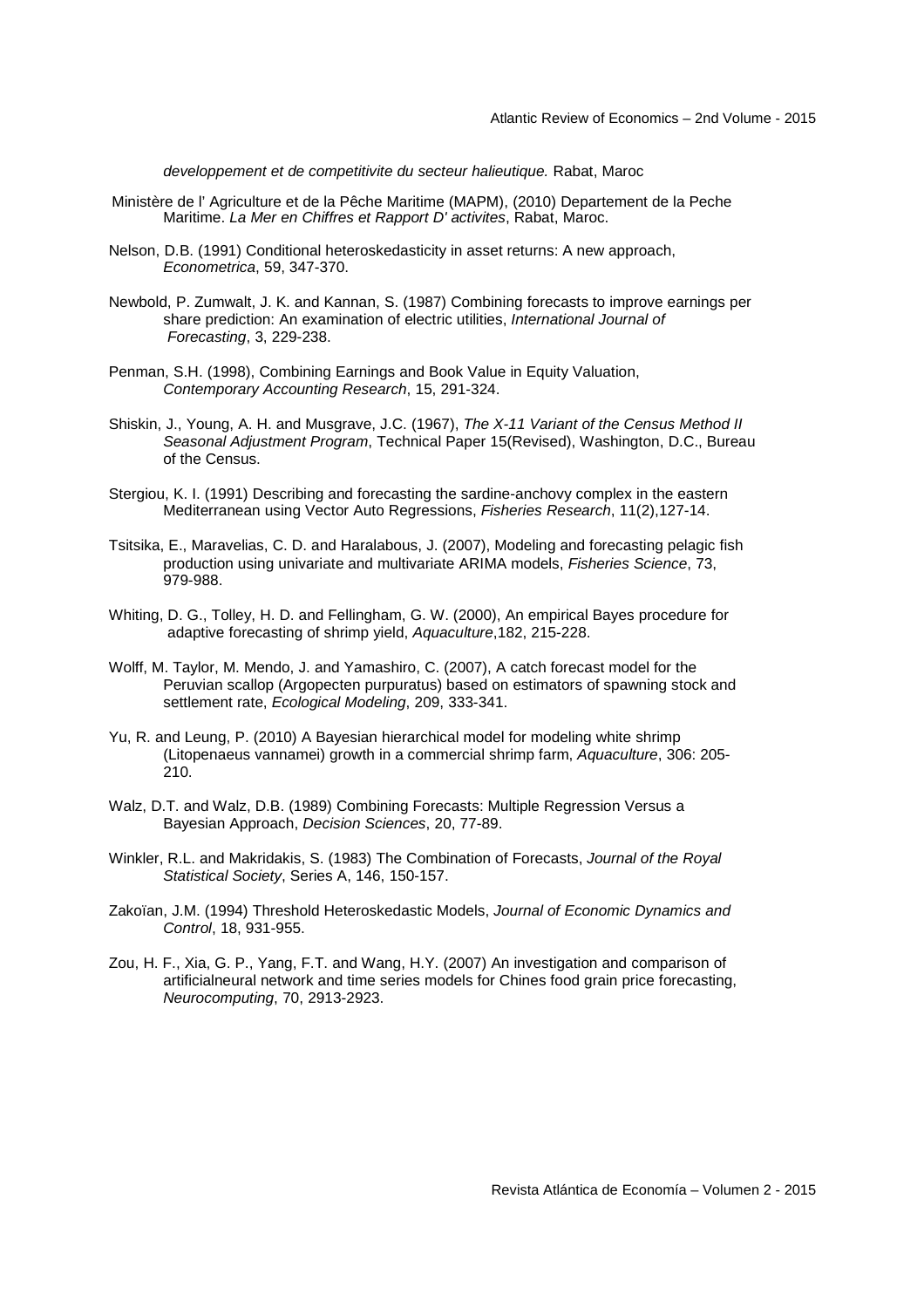*developpement et de competitivite du secteur halieutique.* Rabat, Maroc

Ministère de l' Agriculture et de la Pêche Maritime (MAPM), (2010) Departement de la Peche Maritime. *La Mer en Chiffres et Rapport D' activites*, Rabat, Maroc.

Nelson, D.B. (1991) Conditional heteroskedasticity in asset returns: A new approach, *Econometrica*, 59, 347-370.

Newbold, P. Zumwalt, J. K. and Kannan, S. (1987) Combining forecasts to improve earnings per share prediction: An examination of electric utilities, *International Journal of Forecasting*, 3, 229-238.

Penman, S.H. (1998), Combining Earnings and Book Value in Equity Valuation, *Contemporary Accounting Research*, 15, 291-324.

Shiskin, J., Young, A. H. and Musgrave, J.C. (1967), *The X-11 Variant of the Census Method II Seasonal Adjustment Program*, Technical Paper 15(Revised), Washington, D.C., Bureau of the Census.

Stergiou, K. I. (1991) Describing and forecasting the sardine-anchovy complex in the eastern Mediterranean using Vector Auto Regressions, *Fisheries Research*, 11(2),127-14.

Tsitsika, E., Maravelias, C. D. and Haralabous, J. (2007), Modeling and forecasting pelagic fish production using univariate and multivariate ARIMA models, *Fisheries Science*, 73, 979-988.

Whiting, D. G., Tolley, H. D. and Fellingham, G. W. (2000), An empirical Bayes procedure for adaptive forecasting of shrimp yield, *Aquaculture*,182, 215-228.

Wolff, M. Taylor, M. Mendo, J. and Yamashiro, C. (2007), A catch forecast model for the Peruvian scallop (Argopecten purpuratus) based on estimators of spawning stock and settlement rate, *Ecological Modeling*, 209, 333-341.

Yu, R. and Leung, P. (2010) A Bayesian hierarchical model for modeling white shrimp (Litopenaeus vannamei) growth in a commercial shrimp farm, *Aquaculture*, 306: 205-210.

Walz, D.T. and Walz, D.B. (1989) Combining Forecasts: Multiple Regression Versus a Bayesian Approach, *Decision Sciences*, 20, 77-89.

Winkler, R.L. and Makridakis, S. (1983) The Combination of Forecasts, *Journal of the Royal Statistical Society*, Series A, 146, 150-157.

Zakoïan, J.M. (1994) Threshold Heteroskedastic Models, *Journal of Economic Dynamics and Control*, 18, 931-955.

Zou, H. F., Xia, G. P., Yang, F.T. and Wang, H.Y. (2007) An investigation and comparison of artificialneural network and time series models for Chines food grain price forecasting, *Neurocomputing*, 70, 2913-2923.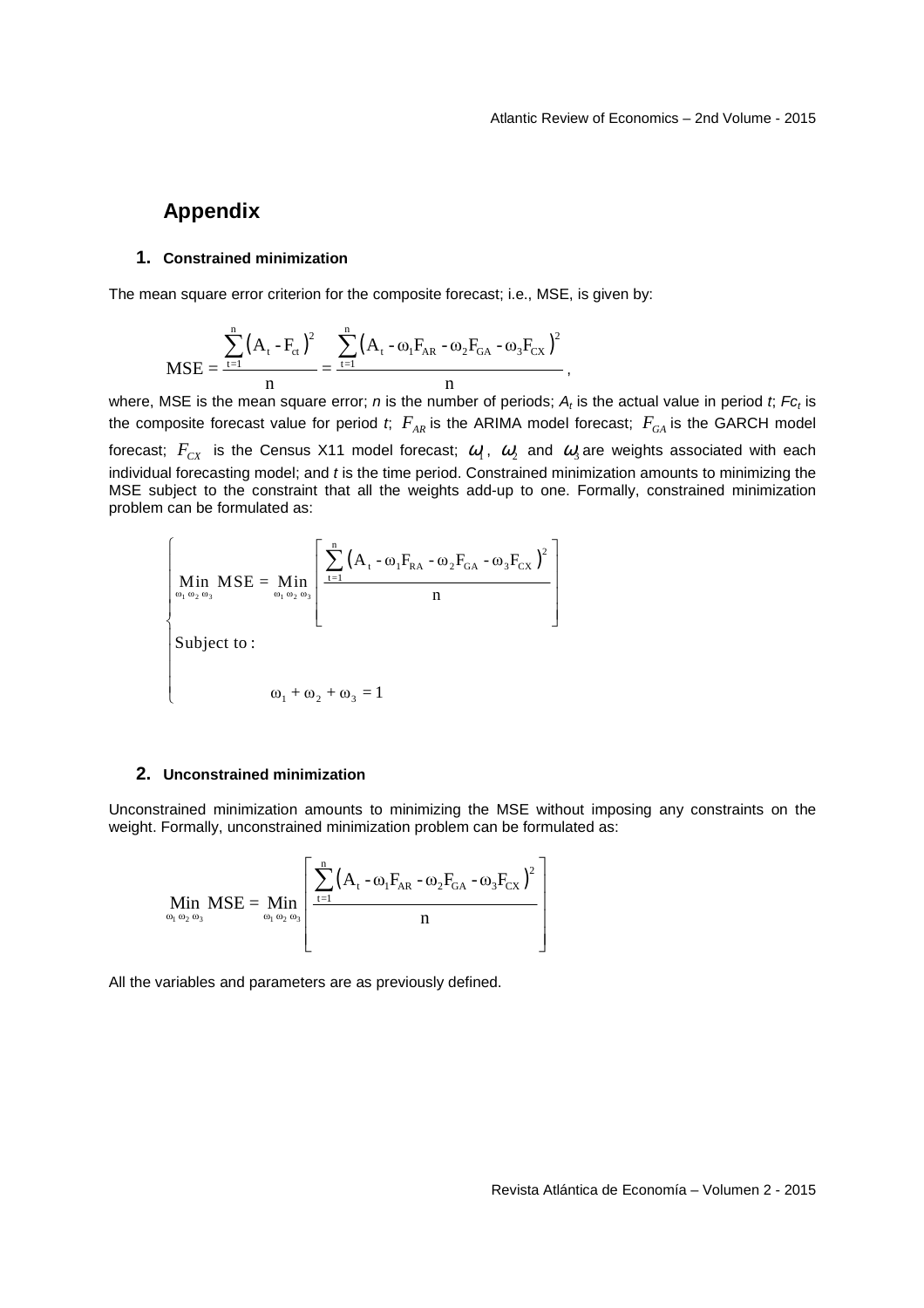## Appendix

### 1. Constrained minimization

The mean square error criterion for the composite forecast; i.e., MSE, is given by:

$$\text{MSE} = \frac{\sum_{t=1}^{n}\left(A_t - F_{ct}\right)^2}{n} = \frac{\sum_{t=1}^{n}\left(A_t - \omega_1 F_{AR} - \omega_2 F_{GA} - \omega_3 F_{CX}\right)^2}{n},$$

where, MSE is the mean square error; *n* is the number of periods; $A_t$ is the actual value in period *t*; $Fc_t$ is the composite forecast value for period *t*; $F_{AR}$ is the ARIMA model forecast; $F_{GA}$ is the GARCH model forecast; $F_{CX}$ is the Census X11 model forecast; $\omega_1$, $\omega_2$ and $\omega_3$ are weights associated with each individual forecasting model; and *t* is the time period. Constrained minimization amounts to minimizing the MSE subject to the constraint that all the weights add-up to one. Formally, constrained minimization problem can be formulated as:

$$\begin{cases} \underset{\omega_1\,\omega_2\,\omega_3}{\text{Min}}\ \text{MSE} = \underset{\omega_1\,\omega_2\,\omega_3}{\text{Min}} \left[ \dfrac{\sum_{t=1}^{n}\left(A_t - \omega_1 F_{RA} - \omega_2 F_{GA} - \omega_3 F_{CX}\right)^2}{n} \right] \\ \text{Subject to:} \\ \qquad \omega_1 + \omega_2 + \omega_3 = 1 \end{cases}$$

### 2. Unconstrained minimization

Unconstrained minimization amounts to minimizing the MSE without imposing any constraints on the weight. Formally, unconstrained minimization problem can be formulated as:

$$\underset{\omega_1\,\omega_2\,\omega_3}{\text{Min}}\ \text{MSE} = \underset{\omega_1\,\omega_2\,\omega_3}{\text{Min}} \left[ \frac{\sum_{t=1}^{n}\left(A_t - \omega_1 F_{AR} - \omega_2 F_{GA} - \omega_3 F_{CX}\right)^2}{n} \right]$$

All the variables and parameters are as previously defined.